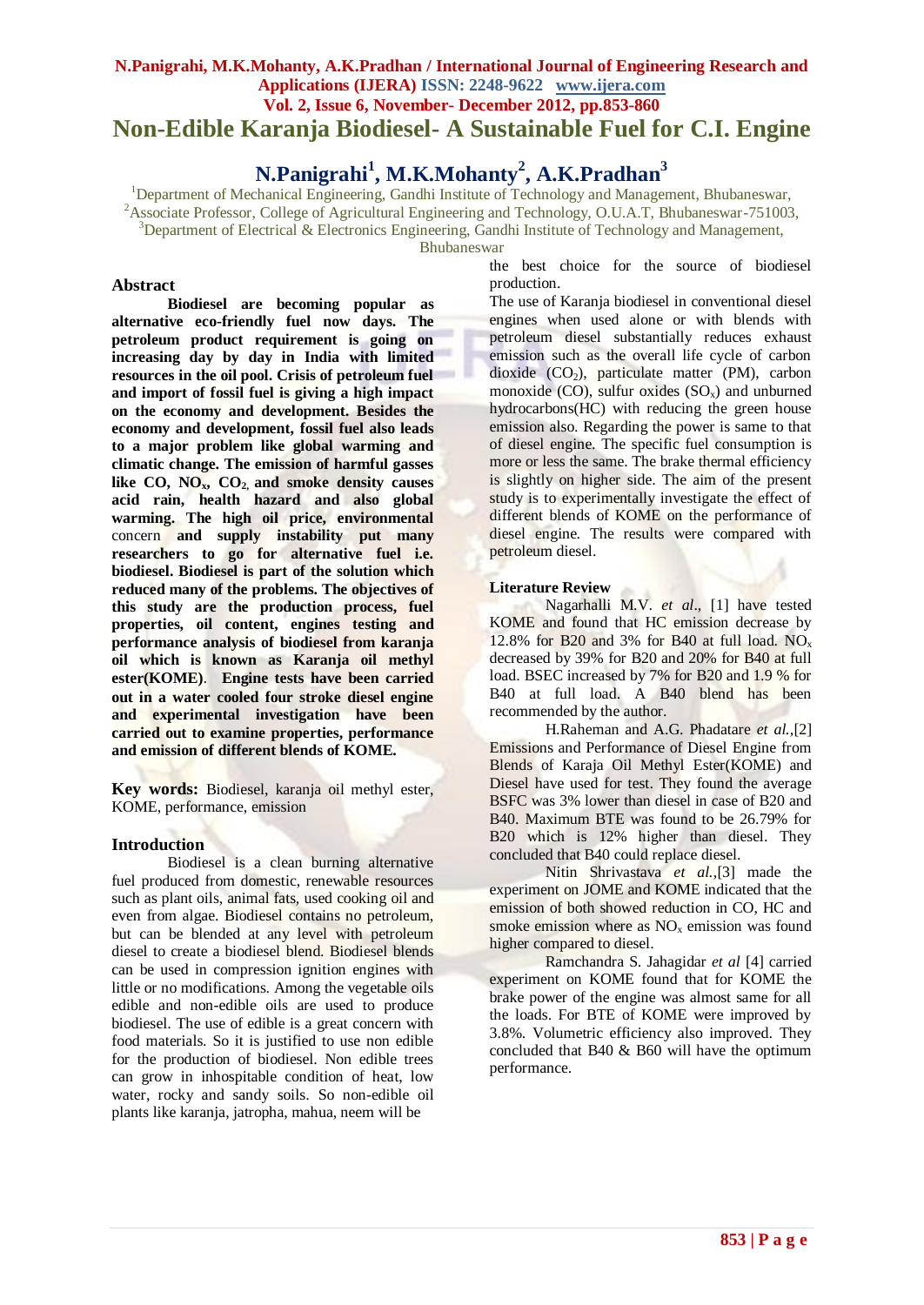# Non-Edible Karanja Biodiesel- A Sustainable Fuel for C.I. Engine

## N.Panigrahi[1], M.K.Mohanty[2], A.K.Pradhan[3]

[1]Department of Mechanical Engineering, Gandhi Institute of Technology and Management, Bhubaneswar,
[2]Associate Professor, College of Agricultural Engineering and Technology, O.U.A.T, Bhubaneswar-751003,
[3]Department of Electrical & Electronics Engineering, Gandhi Institute of Technology and Management, Bhubaneswar

### Abstract

**Biodiesel are becoming popular as alternative eco-friendly fuel now days. The petroleum product requirement is going on increasing day by day in India with limited resources in the oil pool. Crisis of petroleum fuel and import of fossil fuel is giving a high impact on the economy and development. Besides the economy and development, fossil fuel also leads to a major problem like global warming and climatic change. The emission of harmful gasses like CO, $NO_x$, $CO_2$ and smoke density causes acid rain, health hazard and also global warming. The high oil price, environmental** concern **and supply instability put many researchers to go for alternative fuel i.e. biodiesel. Biodiesel is part of the solution which reduced many of the problems. The objectives of this study are the production process, fuel properties, oil content, engines testing and performance analysis of biodiesel from karanja oil which is known as Karanja oil methyl ester(KOME). Engine tests have been carried out in a water cooled four stroke diesel engine and experimental investigation have been carried out to examine properties, performance and emission of different blends of KOME.**

**Key words:** Biodiesel, karanja oil methyl ester, KOME, performance, emission

### Introduction

Biodiesel is a clean burning alternative fuel produced from domestic, renewable resources such as plant oils, animal fats, used cooking oil and even from algae. Biodiesel contains no petroleum, but can be blended at any level with petroleum diesel to create a biodiesel blend. Biodiesel blends can be used in compression ignition engines with little or no modifications. Among the vegetable oils edible and non-edible oils are used to produce biodiesel. The use of edible is a great concern with food materials. So it is justified to use non edible for the production of biodiesel. Non edible trees can grow in inhospitable condition of heat, low water, rocky and sandy soils. So non-edible oil plants like karanja, jatropha, mahua, neem will be the best choice for the source of biodiesel production.

The use of Karanja biodiesel in conventional diesel engines when used alone or with blends with petroleum diesel substantially reduces exhaust emission such as the overall life cycle of carbon dioxide ($CO_2$), particulate matter (PM), carbon monoxide (CO), sulfur oxides ($SO_x$) and unburned hydrocarbons(HC) with reducing the green house emission also. Regarding the power is same to that of diesel engine. The specific fuel consumption is more or less the same. The brake thermal efficiency is slightly on higher side. The aim of the present study is to experimentally investigate the effect of different blends of KOME on the performance of diesel engine. The results were compared with petroleum diesel.

### Literature Review

Nagarhalli M.V. *et al*., [1] have tested KOME and found that HC emission decrease by 12.8% for B20 and 3% for B40 at full load. $NO_x$ decreased by 39% for B20 and 20% for B40 at full load. BSEC increased by 7% for B20 and 1.9 % for B40 at full load. A B40 blend has been recommended by the author.

H.Raheman and A.G. Phadatare *et al.*,[2] Emissions and Performance of Diesel Engine from Blends of Karaja Oil Methyl Ester(KOME) and Diesel have used for test. They found the average BSFC was 3% lower than diesel in case of B20 and B40. Maximum BTE was found to be 26.79% for B20 which is 12% higher than diesel. They concluded that B40 could replace diesel.

Nitin Shrivastava *et al.*,[3] made the experiment on JOME and KOME indicated that the emission of both showed reduction in CO, HC and smoke emission where as $NO_x$ emission was found higher compared to diesel.

Ramchandra S. Jahagidar *et al* [4] carried experiment on KOME found that for KOME the brake power of the engine was almost same for all the loads. For BTE of KOME were improved by 3.8%. Volumetric efficiency also improved. They concluded that B40 & B60 will have the optimum performance.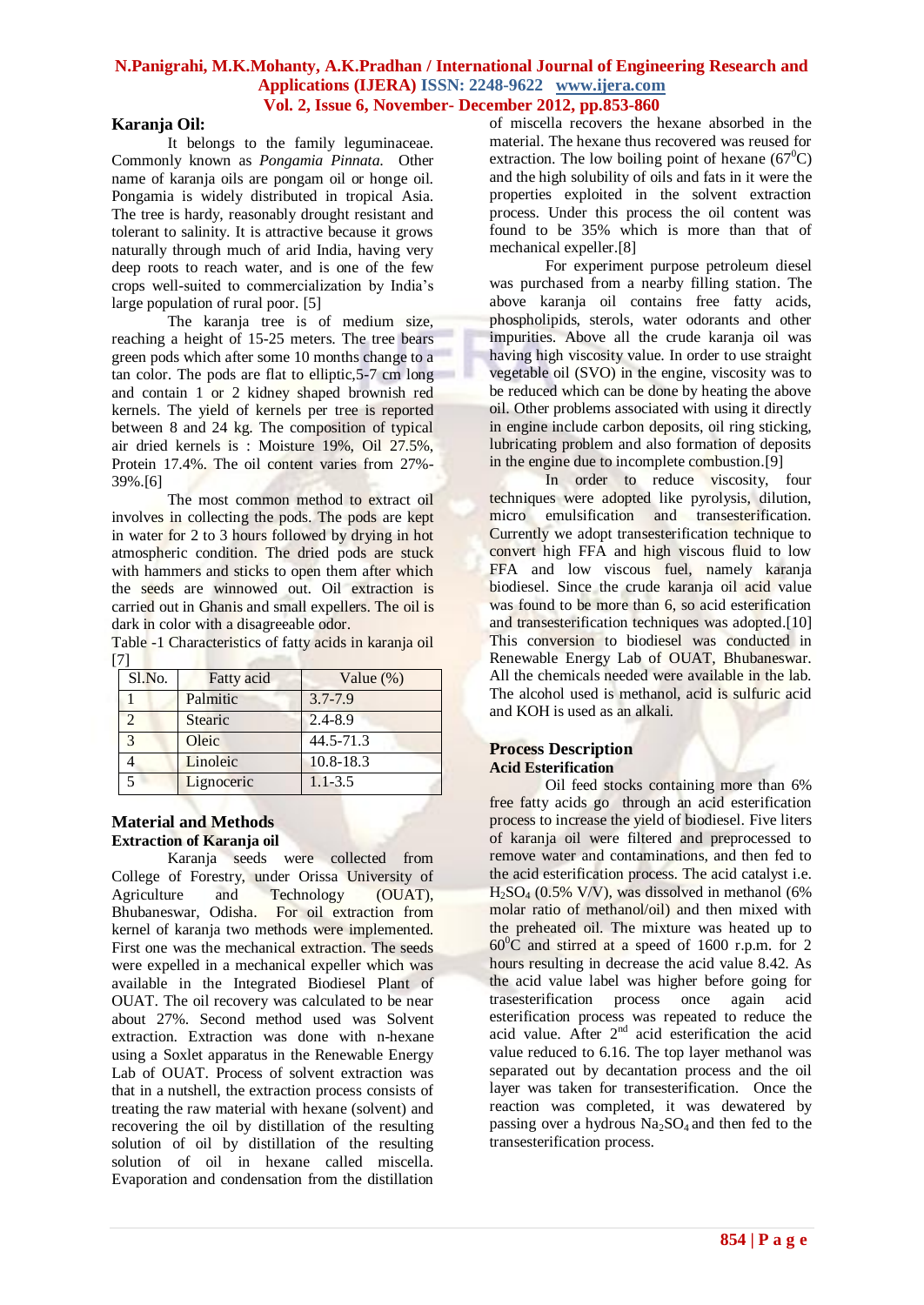## Karanja Oil:

It belongs to the family leguminaceae. Commonly known as *Pongamia Pinnata.* Other name of karanja oils are pongam oil or honge oil. Pongamia is widely distributed in tropical Asia. The tree is hardy, reasonably drought resistant and tolerant to salinity. It is attractive because it grows naturally through much of arid India, having very deep roots to reach water, and is one of the few crops well-suited to commercialization by India's large population of rural poor. [5]

The karanja tree is of medium size, reaching a height of 15-25 meters. The tree bears green pods which after some 10 months change to a tan color. The pods are flat to elliptic,5-7 cm long and contain 1 or 2 kidney shaped brownish red kernels. The yield of kernels per tree is reported between 8 and 24 kg. The composition of typical air dried kernels is : Moisture 19%, Oil 27.5%, Protein 17.4%. The oil content varies from 27%-39%.[6]

The most common method to extract oil involves in collecting the pods. The pods are kept in water for 2 to 3 hours followed by drying in hot atmospheric condition. The dried pods are stuck with hammers and sticks to open them after which the seeds are winnowed out. Oil extraction is carried out in Ghanis and small expellers. The oil is dark in color with a disagreeable odor.

Table -1 Characteristics of fatty acids in karanja oil [7]

| Sl.No. | Fatty acid | Value (%) |
|---|---|---|
| 1 | Palmitic | 3.7-7.9 |
| 2 | Stearic | 2.4-8.9 |
| 3 | Oleic | 44.5-71.3 |
| 4 | Linoleic | 10.8-18.3 |
| 5 | Lignoceric | 1.1-3.5 |

## Material and Methods

### Extraction of Karanja oil

Karanja seeds were collected from College of Forestry, under Orissa University of Agriculture and Technology (OUAT), Bhubaneswar, Odisha. For oil extraction from kernel of karanja two methods were implemented. First one was the mechanical extraction. The seeds were expelled in a mechanical expeller which was available in the Integrated Biodiesel Plant of OUAT. The oil recovery was calculated to be near about 27%. Second method used was Solvent extraction. Extraction was done with n-hexane using a Soxlet apparatus in the Renewable Energy Lab of OUAT. Process of solvent extraction was that in a nutshell, the extraction process consists of treating the raw material with hexane (solvent) and recovering the oil by distillation of the resulting solution of oil by distillation of the resulting solution of oil in hexane called miscella. Evaporation and condensation from the distillation of miscella recovers the hexane absorbed in the material. The hexane thus recovered was reused for extraction. The low boiling point of hexane ($67^0$C) and the high solubility of oils and fats in it were the properties exploited in the solvent extraction process. Under this process the oil content was found to be 35% which is more than that of mechanical expeller.[8]

For experiment purpose petroleum diesel was purchased from a nearby filling station. The above karanja oil contains free fatty acids, phospholipids, sterols, water odorants and other impurities. Above all the crude karanja oil was having high viscosity value. In order to use straight vegetable oil (SVO) in the engine, viscosity was to be reduced which can be done by heating the above oil. Other problems associated with using it directly in engine include carbon deposits, oil ring sticking, lubricating problem and also formation of deposits in the engine due to incomplete combustion.[9]

In order to reduce viscosity, four techniques were adopted like pyrolysis, dilution, micro emulsification and transesterification. Currently we adopt transesterification technique to convert high FFA and high viscous fluid to low FFA and low viscous fuel, namely karanja biodiesel. Since the crude karanja oil acid value was found to be more than 6, so acid esterification and transesterification techniques was adopted.[10] This conversion to biodiesel was conducted in Renewable Energy Lab of OUAT, Bhubaneswar. All the chemicals needed were available in the lab. The alcohol used is methanol, acid is sulfuric acid and KOH is used as an alkali.

## Process Description

### Acid Esterification

Oil feed stocks containing more than 6% free fatty acids go through an acid esterification process to increase the yield of biodiesel. Five liters of karanja oil were filtered and preprocessed to remove water and contaminations, and then fed to the acid esterification process. The acid catalyst i.e. $H_2SO_4$ (0.5% V/V), was dissolved in methanol (6% molar ratio of methanol/oil) and then mixed with the preheated oil. The mixture was heated up to $60^0$C and stirred at a speed of 1600 r.p.m. for 2 hours resulting in decrease the acid value 8.42. As the acid value label was higher before going for trasesterification process once again acid esterification process was repeated to reduce the acid value. After $2^{nd}$ acid esterification the acid value reduced to 6.16. The top layer methanol was separated out by decantation process and the oil layer was taken for transesterification. Once the reaction was completed, it was dewatered by passing over a hydrous $Na_2SO_4$ and then fed to the transesterification process.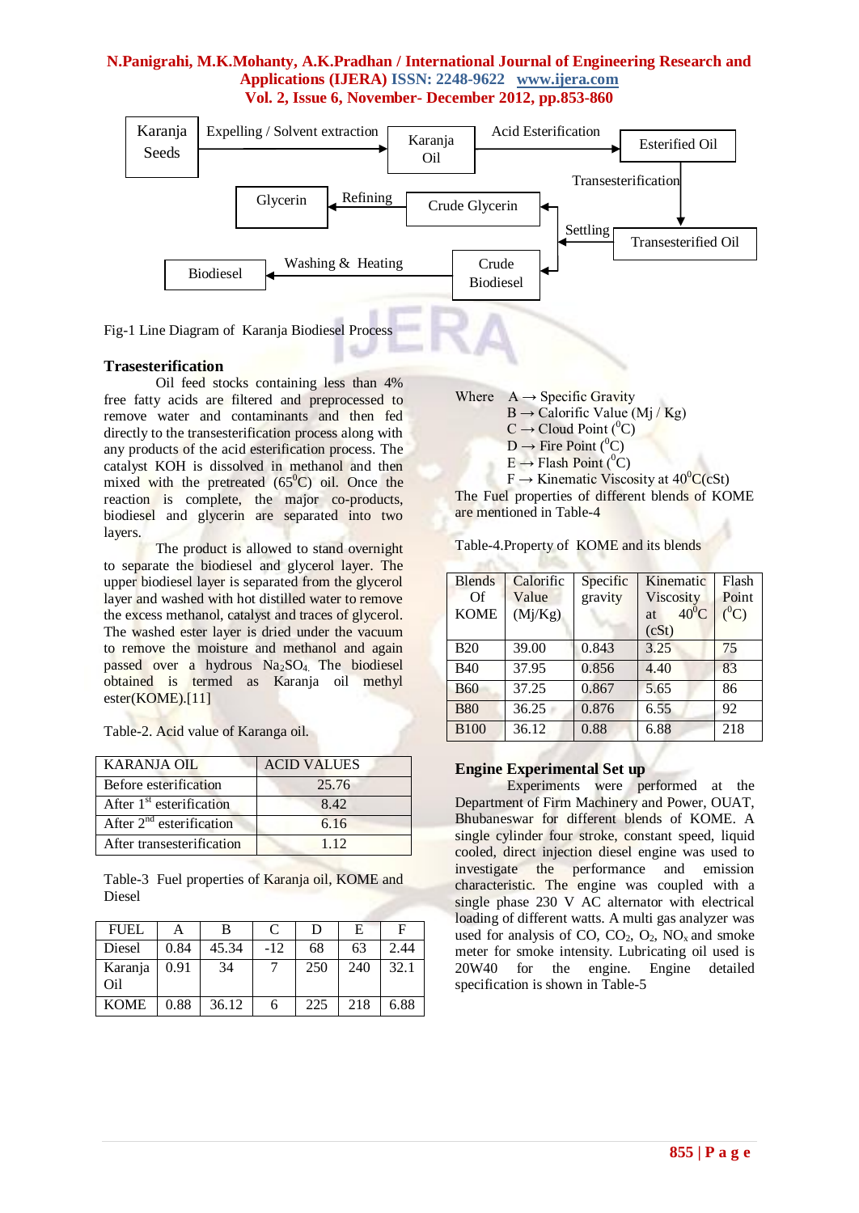Karanja Seeds → (Expelling / Solvent extraction) → Karanja Oil → (Acid Esterification) → Esterified Oil → (Transesterification) → Transesterified Oil → (Settling) → Crude Glycerin → (Refining) → Glycerin; Settling → Crude Biodiesel → (Washing & Heating) → Biodiesel

Fig-1 Line Diagram of Karanja Biodiesel Process

### Trasesterification

Oil feed stocks containing less than 4% free fatty acids are filtered and preprocessed to remove water and contaminants and then fed directly to the transesterification process along with any products of the acid esterification process. The catalyst KOH is dissolved in methanol and then mixed with the pretreated (65$^0$C) oil. Once the reaction is complete, the major co-products, biodiesel and glycerin are separated into two layers.

The product is allowed to stand overnight to separate the biodiesel and glycerol layer. The upper biodiesel layer is separated from the glycerol layer and washed with hot distilled water to remove the excess methanol, catalyst and traces of glycerol. The washed ester layer is dried under the vacuum to remove the moisture and methanol and again passed over a hydrous $Na_2SO_4$. The biodiesel obtained is termed as Karanja oil methyl ester(KOME).[11]

Table-2. Acid value of Karanga oil.

| KARANJA OIL | ACID VALUES |
|---|---|
| Before esterification | 25.76 |
| After 1st esterification | 8.42 |
| After 2nd esterification | 6.16 |
| After transesterification | 1.12 |

Table-3 Fuel properties of Karanja oil, KOME and Diesel

| FUEL | A | B | C | D | E | F |
|---|---|---|---|---|---|---|
| Diesel | 0.84 | 45.34 | -12 | 68 | 63 | 2.44 |
| Karanja Oil | 0.91 | 34 | 7 | 250 | 240 | 32.1 |
| KOME | 0.88 | 36.12 | 6 | 225 | 218 | 6.88 |

Where A → Specific Gravity
B → Calorific Value (Mj / Kg)
C → Cloud Point ($^0$C)
D → Fire Point ($^0$C)
E → Flash Point ($^0$C)
F → Kinematic Viscosity at 40$^0$C(cSt)

The Fuel properties of different blends of KOME are mentioned in Table-4

Table-4.Property of KOME and its blends

| Blends Of KOME | Calorific Value (Mj/Kg) | Specific gravity | Kinematic Viscosity at 40$^0$C (cSt) | Flash Point ($^0$C) |
|---|---|---|---|---|
| B20 | 39.00 | 0.843 | 3.25 | 75 |
| B40 | 37.95 | 0.856 | 4.40 | 83 |
| B60 | 37.25 | 0.867 | 5.65 | 86 |
| B80 | 36.25 | 0.876 | 6.55 | 92 |
| B100 | 36.12 | 0.88 | 6.88 | 218 |

### Engine Experimental Set up

Experiments were performed at the Department of Firm Machinery and Power, OUAT, Bhubaneswar for different blends of KOME. A single cylinder four stroke, constant speed, liquid cooled, direct injection diesel engine was used to investigate the performance and emission characteristic. The engine was coupled with a single phase 230 V AC alternator with electrical loading of different watts. A multi gas analyzer was used for analysis of CO, $CO_2$, $O_2$, $NO_x$ and smoke meter for smoke intensity. Lubricating oil used is 20W40 for the engine. Engine detailed specification is shown in Table-5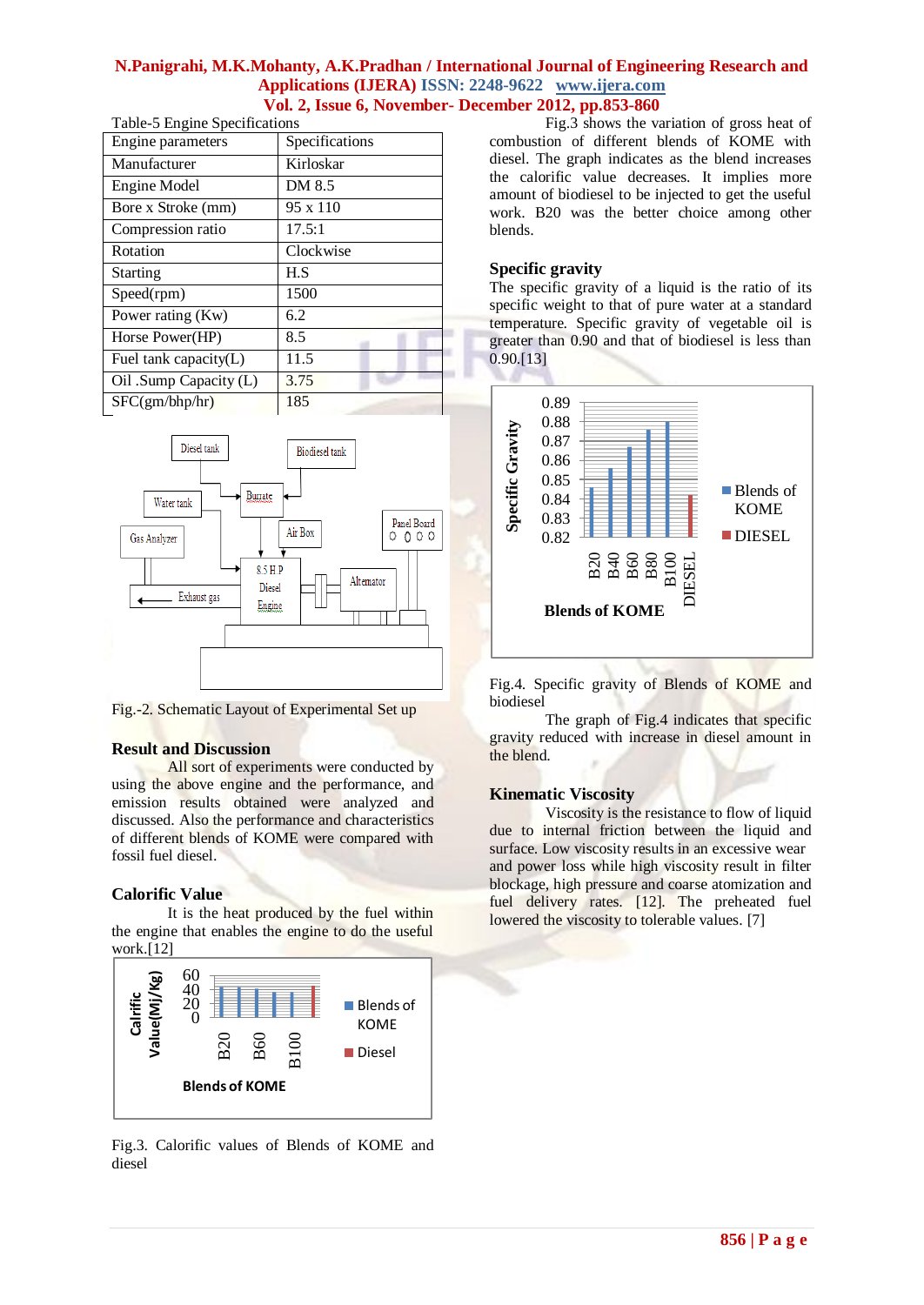Table-5 Engine Specifications

| Engine parameters | Specifications |
|---|---|
| Manufacturer | Kirloskar |
| Engine Model | DM 8.5 |
| Bore x Stroke (mm) | 95 x 110 |
| Compression ratio | 17.5:1 |
| Rotation | Clockwise |
| Starting | H.S |
| Speed(rpm) | 1500 |
| Power rating (Kw) | 6.2 |
| Horse Power(HP) | 8.5 |
| Fuel tank capacity(L) | 11.5 |
| Oil .Sump Capacity (L) | 3.75 |
| SFC(gm/bhp/hr) | 185 |

Fig.-2. Schematic Layout of Experimental Set up

## Result and Discussion

All sort of experiments were conducted by using the above engine and the performance, and emission results obtained were analyzed and discussed. Also the performance and characteristics of different blends of KOME were compared with fossil fuel diesel.

## Calorific Value

It is the heat produced by the fuel within the engine that enables the engine to do the useful work.[12]

Fig.3. Calorific values of Blends of KOME and diesel

Fig.3 shows the variation of gross heat of combustion of different blends of KOME with diesel. The graph indicates as the blend increases the calorific value decreases. It implies more amount of biodiesel to be injected to get the useful work. B20 was the better choice among other blends.

## Specific gravity

The specific gravity of a liquid is the ratio of its specific weight to that of pure water at a standard temperature. Specific gravity of vegetable oil is greater than 0.90 and that of biodiesel is less than 0.90.[13]

Fig.4. Specific gravity of Blends of KOME and biodiesel

The graph of Fig.4 indicates that specific gravity reduced with increase in diesel amount in the blend.

## Kinematic Viscosity

Viscosity is the resistance to flow of liquid due to internal friction between the liquid and surface. Low viscosity results in an excessive wear and power loss while high viscosity result in filter blockage, high pressure and coarse atomization and fuel delivery rates. [12]. The preheated fuel lowered the viscosity to tolerable values. [7]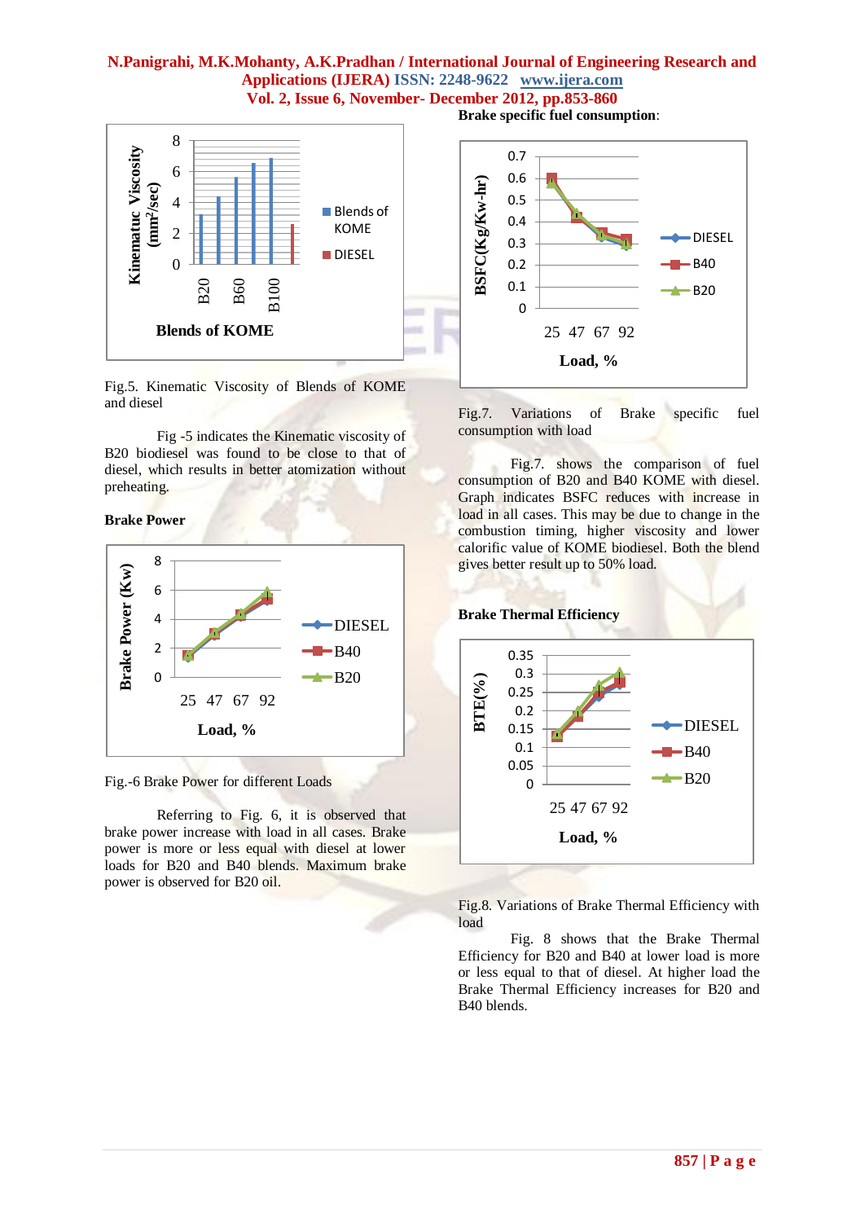Fig.5. Kinematic Viscosity of Blends of KOME and diesel

Fig -5 indicates the Kinematic viscosity of B20 biodiesel was found to be close to that of diesel, which results in better atomization without preheating.

**Brake Power**

Fig.-6 Brake Power for different Loads

Referring to Fig. 6, it is observed that brake power increase with load in all cases. Brake power is more or less equal with diesel at lower loads for B20 and B40 blends. Maximum brake power is observed for B20 oil.

**Brake specific fuel consumption**:

Fig.7. Variations of Brake specific fuel consumption with load

Fig.7. shows the comparison of fuel consumption of B20 and B40 KOME with diesel. Graph indicates BSFC reduces with increase in load in all cases. This may be due to change in the combustion timing, higher viscosity and lower calorific value of KOME biodiesel. Both the blend gives better result up to 50% load.

**Brake Thermal Efficiency**

Fig.8. Variations of Brake Thermal Efficiency with load

Fig. 8 shows that the Brake Thermal Efficiency for B20 and B40 at lower load is more or less equal to that of diesel. At higher load the Brake Thermal Efficiency increases for B20 and B40 blends.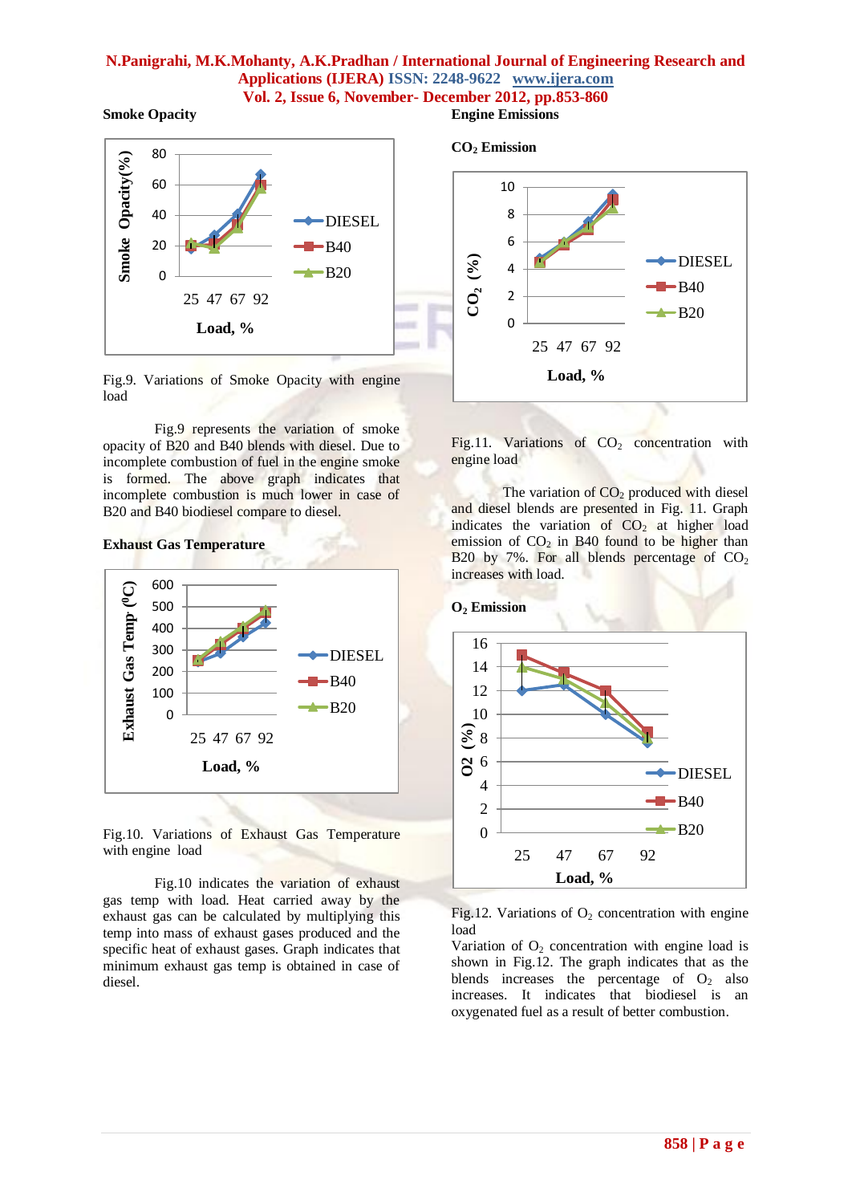**Smoke Opacity**

Fig.9. Variations of Smoke Opacity with engine load

Fig.9 represents the variation of smoke opacity of B20 and B40 blends with diesel. Due to incomplete combustion of fuel in the engine smoke is formed. The above graph indicates that incomplete combustion is much lower in case of B20 and B40 biodiesel compare to diesel.

**Exhaust Gas Temperature**

Fig.10. Variations of Exhaust Gas Temperature with engine load

Fig.10 indicates the variation of exhaust gas temp with load. Heat carried away by the exhaust gas can be calculated by multiplying this temp into mass of exhaust gases produced and the specific heat of exhaust gases. Graph indicates that minimum exhaust gas temp is obtained in case of diesel.

**Engine Emissions**

**$CO_2$ Emission**

Fig.11. Variations of $CO_2$ concentration with engine load

The variation of $CO_2$ produced with diesel and diesel blends are presented in Fig. 11. Graph indicates the variation of $CO_2$ at higher load emission of $CO_2$ in B40 found to be higher than B20 by 7%. For all blends percentage of $CO_2$ increases with load.

**$O_2$ Emission**

Fig.12. Variations of $O_2$ concentration with engine load

Variation of $O_2$ concentration with engine load is shown in Fig.12. The graph indicates that as the blends increases the percentage of $O_2$ also increases. It indicates that biodiesel is an oxygenated fuel as a result of better combustion.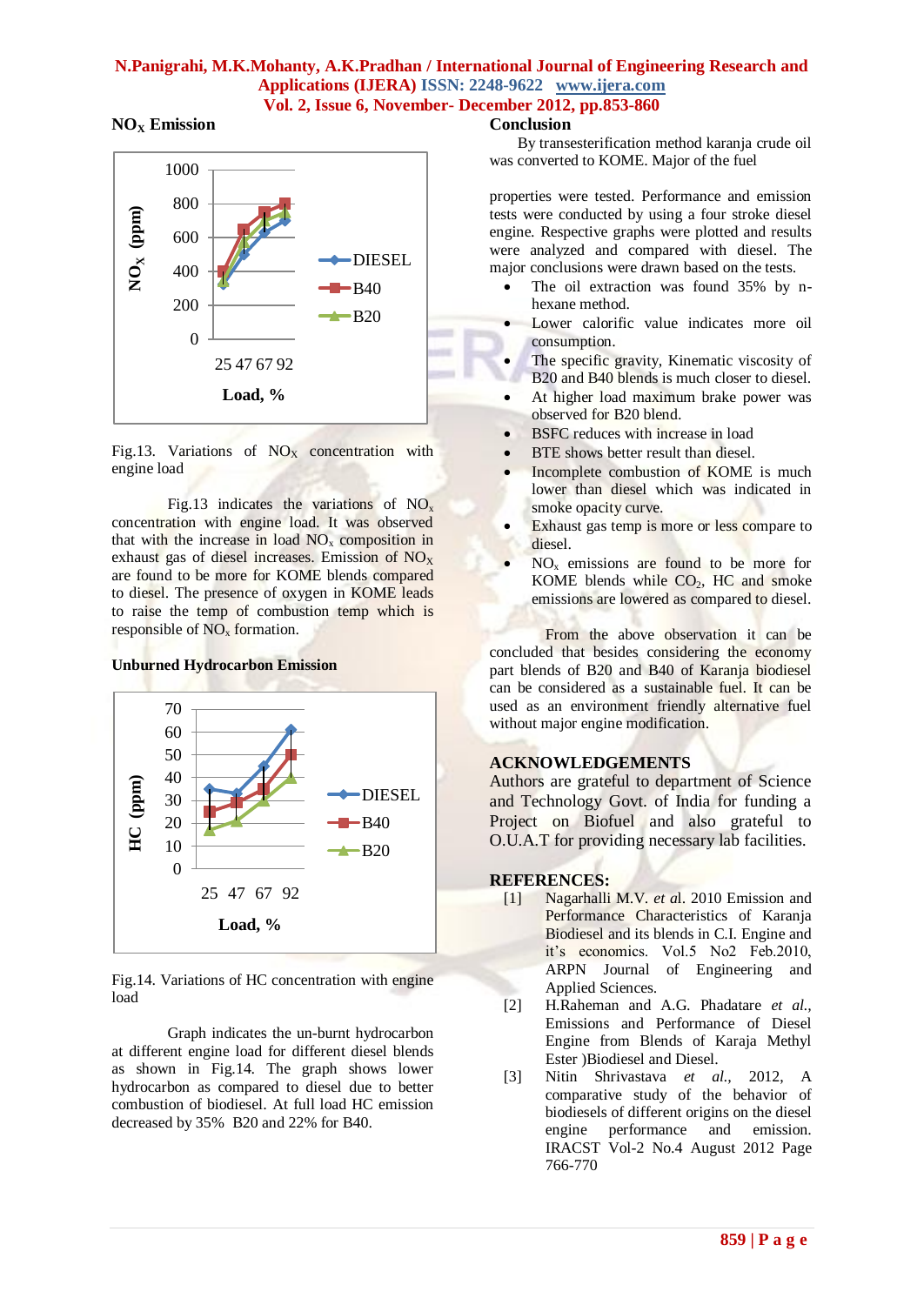## $NO_X$ Emission

Fig.13. Variations of $NO_X$ concentration with engine load

Fig.13 indicates the variations of $NO_x$ concentration with engine load. It was observed that with the increase in load $NO_x$ composition in exhaust gas of diesel increases. Emission of $NO_X$ are found to be more for KOME blends compared to diesel. The presence of oxygen in KOME leads to raise the temp of combustion temp which is responsible of $NO_x$ formation.

## Unburned Hydrocarbon Emission

Fig.14. Variations of HC concentration with engine load

Graph indicates the un-burnt hydrocarbon at different engine load for different diesel blends as shown in Fig.14. The graph shows lower hydrocarbon as compared to diesel due to better combustion of biodiesel. At full load HC emission decreased by 35% B20 and 22% for B40.

## Conclusion

By transesterification method karanja crude oil was converted to KOME. Major of the fuel

properties were tested. Performance and emission tests were conducted by using a four stroke diesel engine. Respective graphs were plotted and results were analyzed and compared with diesel. The major conclusions were drawn based on the tests.

- The oil extraction was found 35% by n-hexane method.
- Lower calorific value indicates more oil consumption.
- The specific gravity, Kinematic viscosity of B20 and B40 blends is much closer to diesel.
- At higher load maximum brake power was observed for B20 blend.
- BSFC reduces with increase in load
- BTE shows better result than diesel.
- Incomplete combustion of KOME is much lower than diesel which was indicated in smoke opacity curve.
- Exhaust gas temp is more or less compare to diesel.
- $NO_x$ emissions are found to be more for KOME blends while $CO_2$, HC and smoke emissions are lowered as compared to diesel.

From the above observation it can be concluded that besides considering the economy part blends of B20 and B40 of Karanja biodiesel can be considered as a sustainable fuel. It can be used as an environment friendly alternative fuel without major engine modification.

## ACKNOWLEDGEMENTS

Authors are grateful to department of Science and Technology Govt. of India for funding a Project on Biofuel and also grateful to O.U.A.T for providing necessary lab facilities.

## REFERENCES:

[1] Nagarhalli M.V. *et a*l. 2010 Emission and Performance Characteristics of Karanja Biodiesel and its blends in C.I. Engine and it's economics. Vol.5 No2 Feb.2010, ARPN Journal of Engineering and Applied Sciences.

[2] H.Raheman and A.G. Phadatare *et al.*, Emissions and Performance of Diesel Engine from Blends of Karaja Methyl Ester )Biodiesel and Diesel.

[3] Nitin Shrivastava *et al.*, 2012, A comparative study of the behavior of biodiesels of different origins on the diesel engine performance and emission. IRACST Vol-2 No.4 August 2012 Page 766-770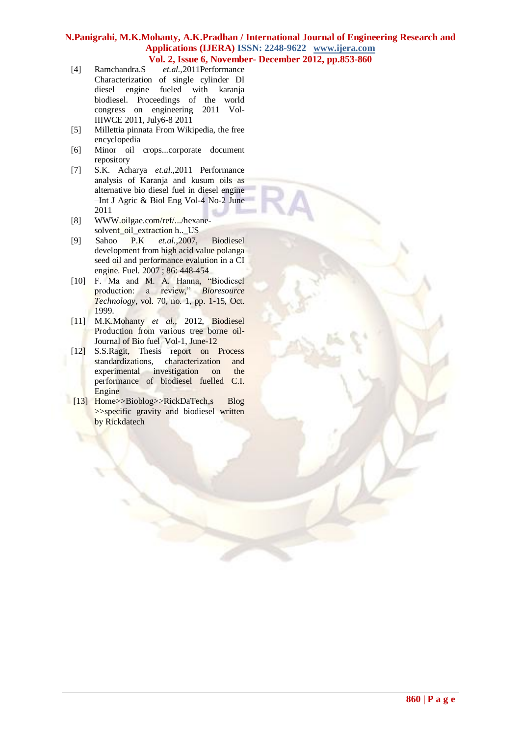[4] Ramchandra.S *et.al.*,2011Performance Characterization of single cylinder DI diesel engine fueled with karanja biodiesel. Proceedings of the world congress on engineering 2011 Vol-IIIWCE 2011, July6-8 2011

[5] Millettia pinnata From Wikipedia, the free encyclopedia

[6] Minor oil crops...corporate document repository

[7] S.K. Acharya *et.al.*,2011 Performance analysis of Karanja and kusum oils as alternative bio diesel fuel in diesel engine –Int J Agric & Biol Eng Vol-4 No-2 June 2011

[8] WWW.oilgae.com/ref/.../hexane-solvent_oil_extraction h.._US

[9] Sahoo P.K *et.al.*,2007, Biodiesel development from high acid value polanga seed oil and performance evalution in a CI engine. Fuel. 2007 ; 86: 448-454

[10] F. Ma and M. A. Hanna, "Biodiesel production: a review," *Bioresource Technology*, vol. 70, no. 1, pp. 1-15, Oct. 1999.

[11] M.K.Mohanty *et al.*, 2012, Biodiesel Production from various tree borne oil-Journal of Bio fuel Vol-1, June-12

[12] S.S.Ragit, Thesis report on Process standardizations, characterization and experimental investigation on the performance of biodiesel fuelled C.I. Engine

[13] Home>>Bioblog>>RickDaTech,s Blog >>specific gravity and biodiesel written by Rickdatech